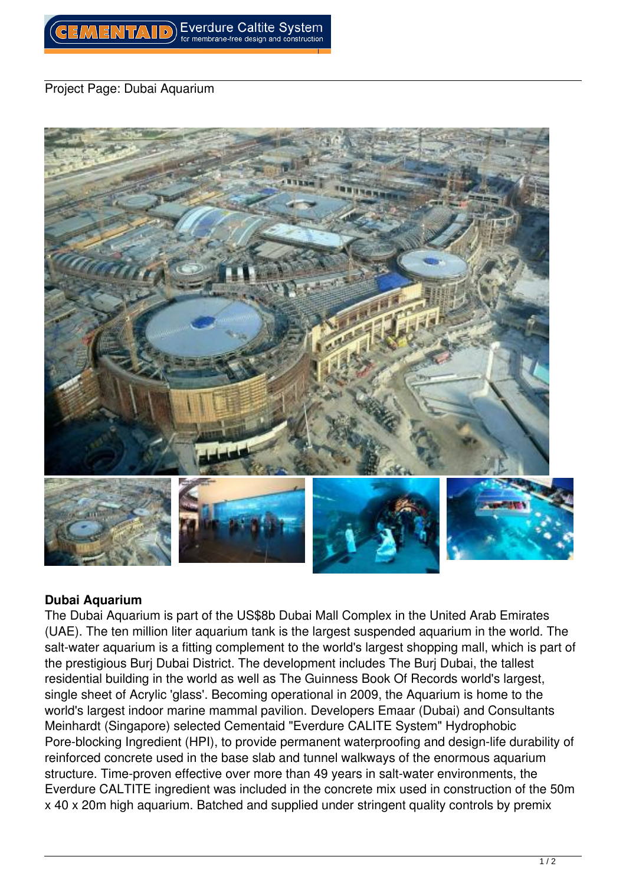Project Page: Dubai Aquarium

**Dubai Aquarium**

The Dubai Aquarium is part of the US$8b Dubai Mall Complex in the United Arab Emirates (UAE). The ten million liter aquarium tank is the largest suspended aquarium in the world. The salt-water aquarium is a fitting complement to the world's largest shopping mall, which is part of the prestigious Burj Dubai District. The development includes The Burj Dubai, the tallest residential building in the world as well as The Guinness Book Of Records world's largest, single sheet of Acrylic 'glass'. Becoming operational in 2009, the Aquarium is home to the world's largest indoor marine mammal pavilion. Developers Emaar (Dubai) and Consultants Meinhardt (Singapore) selected Cementaid "Everdure CALITE System" Hydrophobic Pore-blocking Ingredient (HPI), to provide permanent waterproofing and design-life durability of reinforced concrete used in the base slab and tunnel walkways of the enormous aquarium structure. Time-proven effective over more than 49 years in salt-water environments, the Everdure CALTITE ingredient was included in the concrete mix used in construction of the 50m x 40 x 20m high aquarium. Batched and supplied under stringent quality controls by premix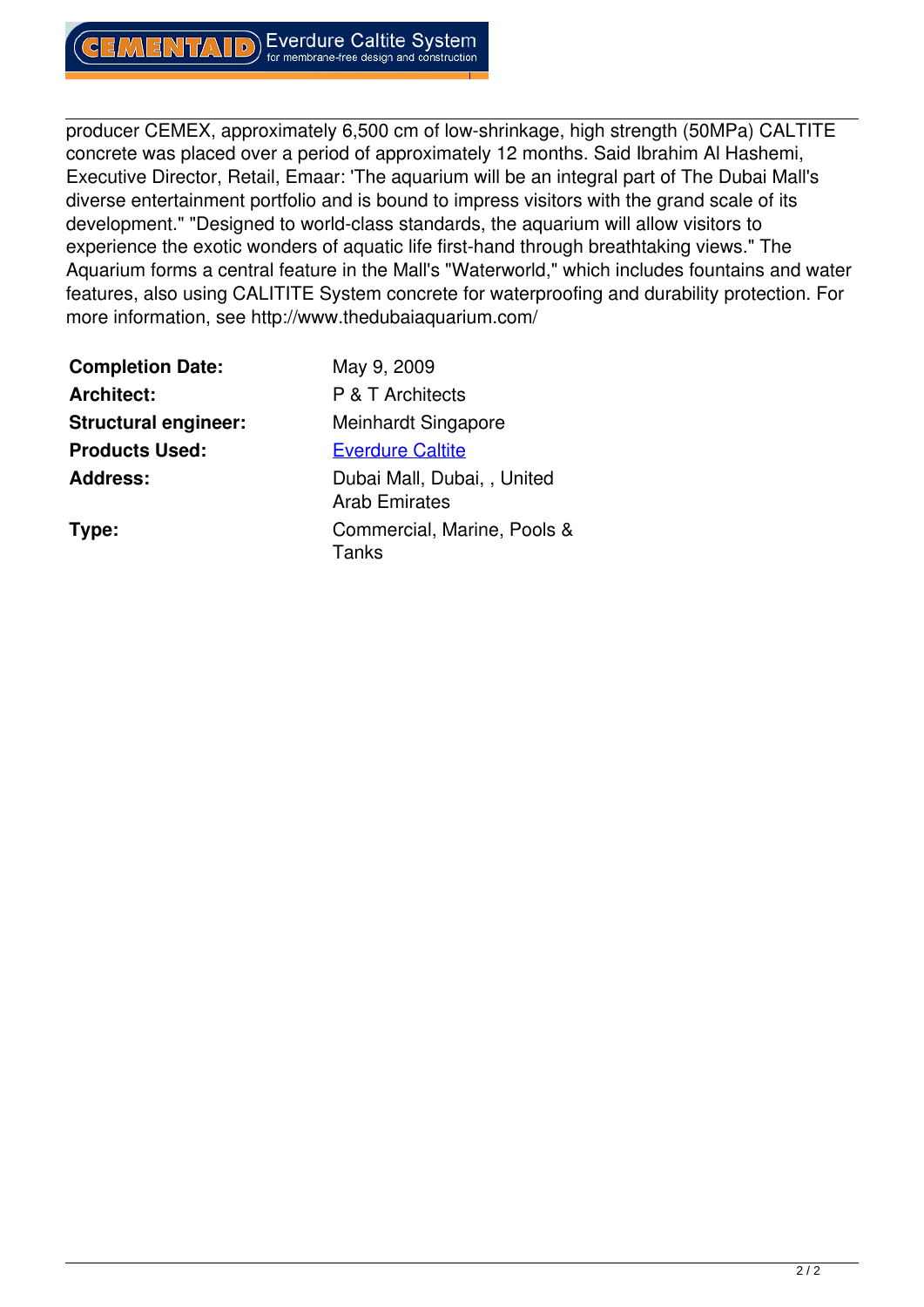producer CEMEX, approximately 6,500 cm of low-shrinkage, high strength (50MPa) CALTITE concrete was placed over a period of approximately 12 months. Said Ibrahim Al Hashemi, Executive Director, Retail, Emaar: 'The aquarium will be an integral part of The Dubai Mall's diverse entertainment portfolio and is bound to impress visitors with the grand scale of its development." "Designed to world-class standards, the aquarium will allow visitors to experience the exotic wonders of aquatic life first-hand through breathtaking views." The Aquarium forms a central feature in the Mall's "Waterworld," which includes fountains and water features, also using CALITITE System concrete for waterproofing and durability protection. For more information, see http://www.thedubaiaquarium.com/

| | |
|---|---|
| **Completion Date:** | May 9, 2009 |
| **Architect:** | P & T Architects |
| **Structural engineer:** | Meinhardt Singapore |
| **Products Used:** | Everdure Caltite |
| **Address:** | Dubai Mall, Dubai, , United Arab Emirates |
| **Type:** | Commercial, Marine, Pools & Tanks |